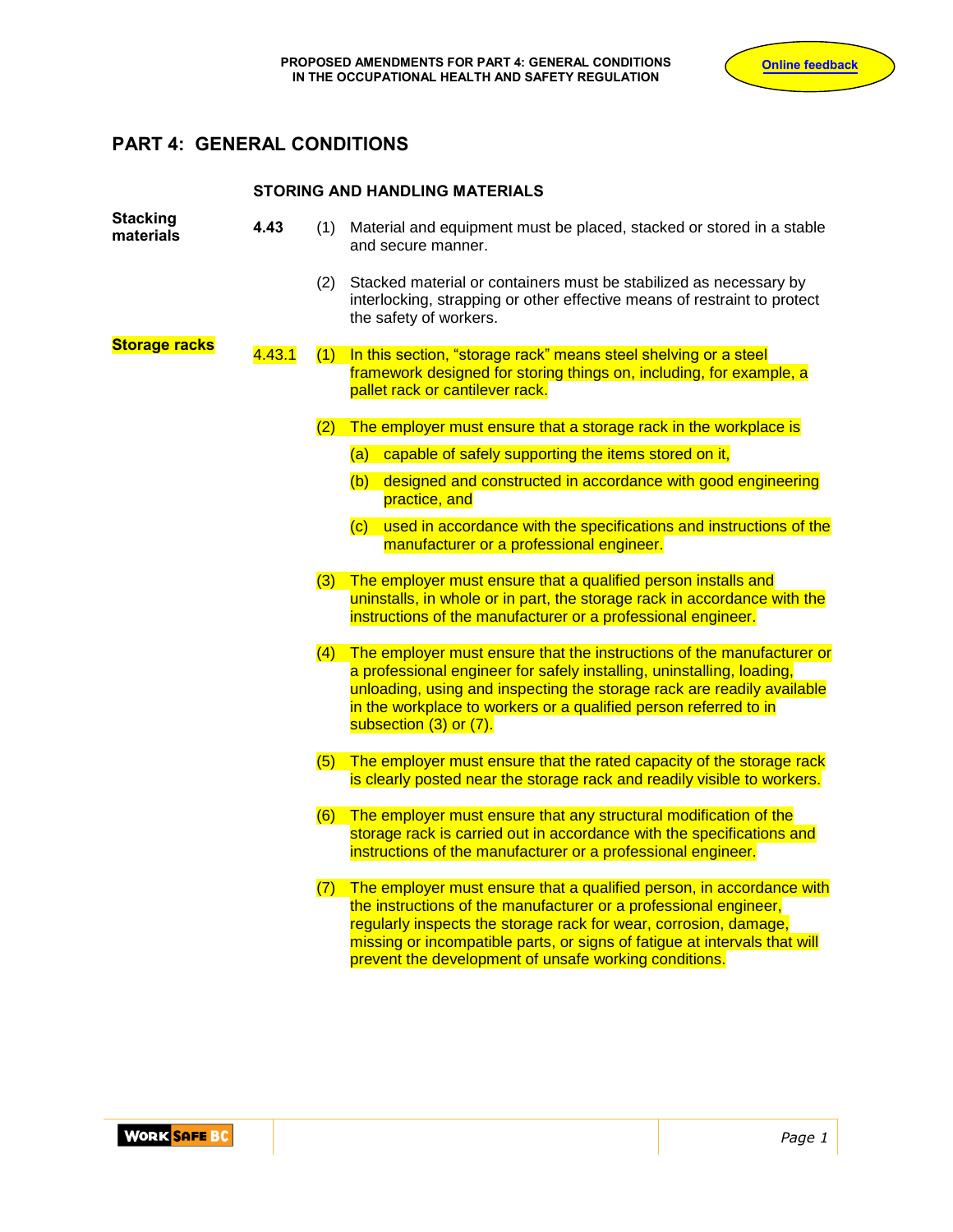# PART 4: GENERAL CONDITIONS

## STORING AND HANDLING MATERIALS

**Stacking materials**

**4.43** (1) Material and equipment must be placed, stacked or stored in a stable and secure manner.

(2) Stacked material or containers must be stabilized as necessary by interlocking, strapping or other effective means of restraint to protect the safety of workers.

**Storage racks**

4.43.1 (1) In this section, “storage rack” means steel shelving or a steel framework designed for storing things on, including, for example, a pallet rack or cantilever rack.

(2) The employer must ensure that a storage rack in the workplace is

(a) capable of safely supporting the items stored on it,

(b) designed and constructed in accordance with good engineering practice, and

(c) used in accordance with the specifications and instructions of the manufacturer or a professional engineer.

(3) The employer must ensure that a qualified person installs and uninstalls, in whole or in part, the storage rack in accordance with the instructions of the manufacturer or a professional engineer.

(4) The employer must ensure that the instructions of the manufacturer or a professional engineer for safely installing, uninstalling, loading, unloading, using and inspecting the storage rack are readily available in the workplace to workers or a qualified person referred to in subsection (3) or (7).

(5) The employer must ensure that the rated capacity of the storage rack is clearly posted near the storage rack and readily visible to workers.

(6) The employer must ensure that any structural modification of the storage rack is carried out in accordance with the specifications and instructions of the manufacturer or a professional engineer.

(7) The employer must ensure that a qualified person, in accordance with the instructions of the manufacturer or a professional engineer, regularly inspects the storage rack for wear, corrosion, damage, missing or incompatible parts, or signs of fatigue at intervals that will prevent the development of unsafe working conditions.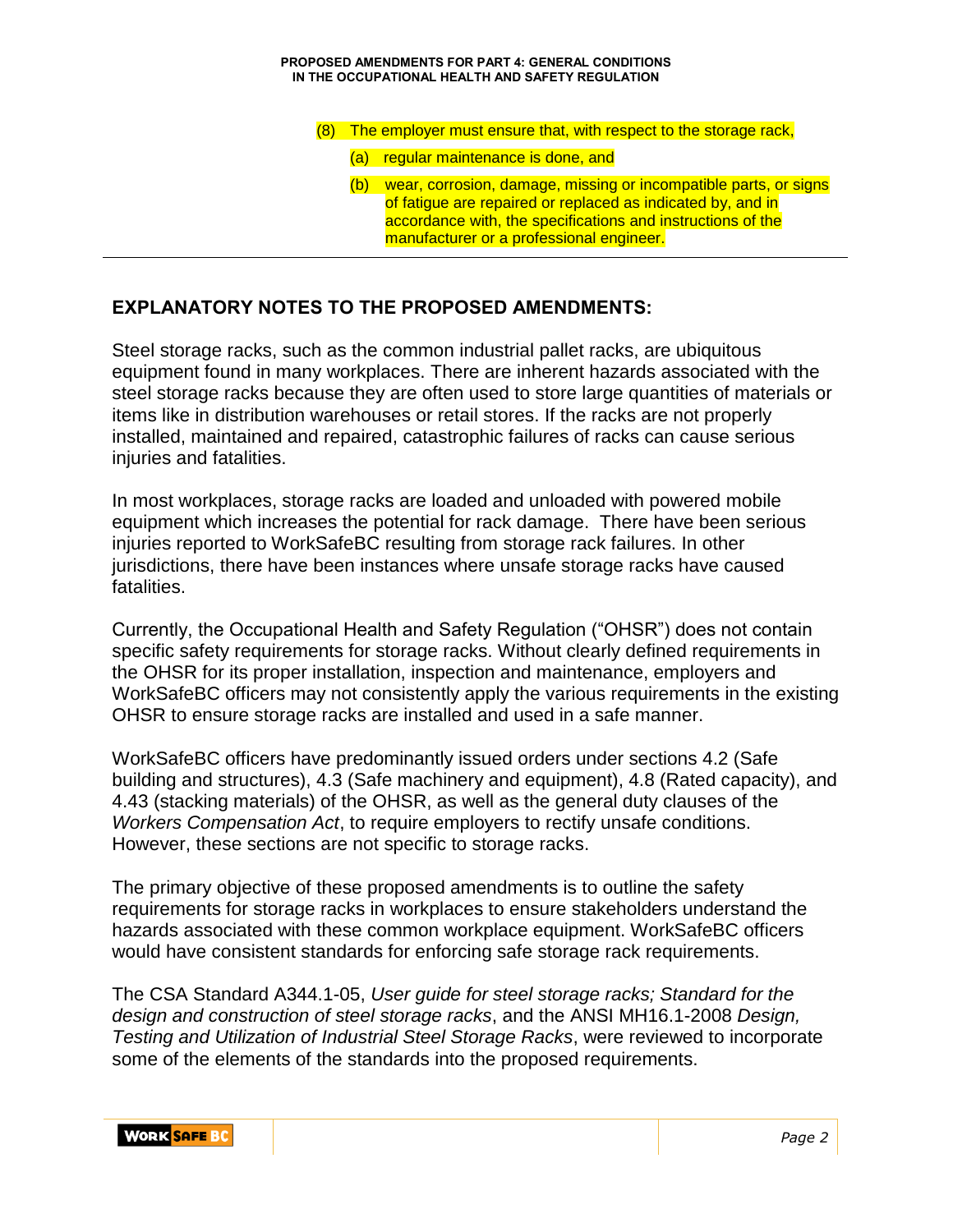(8) The employer must ensure that, with respect to the storage rack,

  (a) regular maintenance is done, and

  (b) wear, corrosion, damage, missing or incompatible parts, or signs of fatigue are repaired or replaced as indicated by, and in accordance with, the specifications and instructions of the manufacturer or a professional engineer.

---

## EXPLANATORY NOTES TO THE PROPOSED AMENDMENTS:

Steel storage racks, such as the common industrial pallet racks, are ubiquitous equipment found in many workplaces. There are inherent hazards associated with the steel storage racks because they are often used to store large quantities of materials or items like in distribution warehouses or retail stores. If the racks are not properly installed, maintained and repaired, catastrophic failures of racks can cause serious injuries and fatalities.

In most workplaces, storage racks are loaded and unloaded with powered mobile equipment which increases the potential for rack damage. There have been serious injuries reported to WorkSafeBC resulting from storage rack failures. In other jurisdictions, there have been instances where unsafe storage racks have caused fatalities.

Currently, the Occupational Health and Safety Regulation ("OHSR") does not contain specific safety requirements for storage racks. Without clearly defined requirements in the OHSR for its proper installation, inspection and maintenance, employers and WorkSafeBC officers may not consistently apply the various requirements in the existing OHSR to ensure storage racks are installed and used in a safe manner.

WorkSafeBC officers have predominantly issued orders under sections 4.2 (Safe building and structures), 4.3 (Safe machinery and equipment), 4.8 (Rated capacity), and 4.43 (stacking materials) of the OHSR, as well as the general duty clauses of the *Workers Compensation Act*, to require employers to rectify unsafe conditions. However, these sections are not specific to storage racks.

The primary objective of these proposed amendments is to outline the safety requirements for storage racks in workplaces to ensure stakeholders understand the hazards associated with these common workplace equipment. WorkSafeBC officers would have consistent standards for enforcing safe storage rack requirements.

The CSA Standard A344.1-05, *User guide for steel storage racks; Standard for the design and construction of steel storage racks*, and the ANSI MH16.1-2008 *Design, Testing and Utilization of Industrial Steel Storage Racks*, were reviewed to incorporate some of the elements of the standards into the proposed requirements.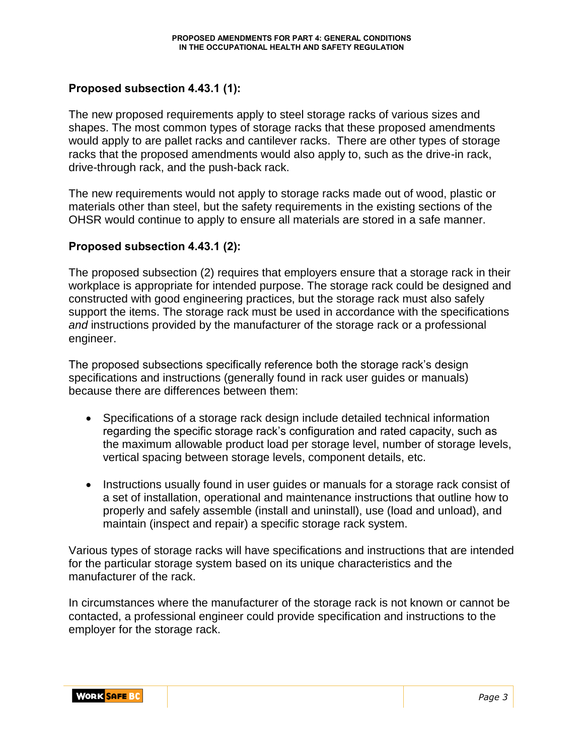### Proposed subsection 4.43.1 (1):

The new proposed requirements apply to steel storage racks of various sizes and shapes. The most common types of storage racks that these proposed amendments would apply to are pallet racks and cantilever racks. There are other types of storage racks that the proposed amendments would also apply to, such as the drive-in rack, drive-through rack, and the push-back rack.

The new requirements would not apply to storage racks made out of wood, plastic or materials other than steel, but the safety requirements in the existing sections of the OHSR would continue to apply to ensure all materials are stored in a safe manner.

### Proposed subsection 4.43.1 (2):

The proposed subsection (2) requires that employers ensure that a storage rack in their workplace is appropriate for intended purpose. The storage rack could be designed and constructed with good engineering practices, but the storage rack must also safely support the items. The storage rack must be used in accordance with the specifications *and* instructions provided by the manufacturer of the storage rack or a professional engineer.

The proposed subsections specifically reference both the storage rack's design specifications and instructions (generally found in rack user guides or manuals) because there are differences between them:

- Specifications of a storage rack design include detailed technical information regarding the specific storage rack's configuration and rated capacity, such as the maximum allowable product load per storage level, number of storage levels, vertical spacing between storage levels, component details, etc.
- Instructions usually found in user guides or manuals for a storage rack consist of a set of installation, operational and maintenance instructions that outline how to properly and safely assemble (install and uninstall), use (load and unload), and maintain (inspect and repair) a specific storage rack system.

Various types of storage racks will have specifications and instructions that are intended for the particular storage system based on its unique characteristics and the manufacturer of the rack.

In circumstances where the manufacturer of the storage rack is not known or cannot be contacted, a professional engineer could provide specification and instructions to the employer for the storage rack.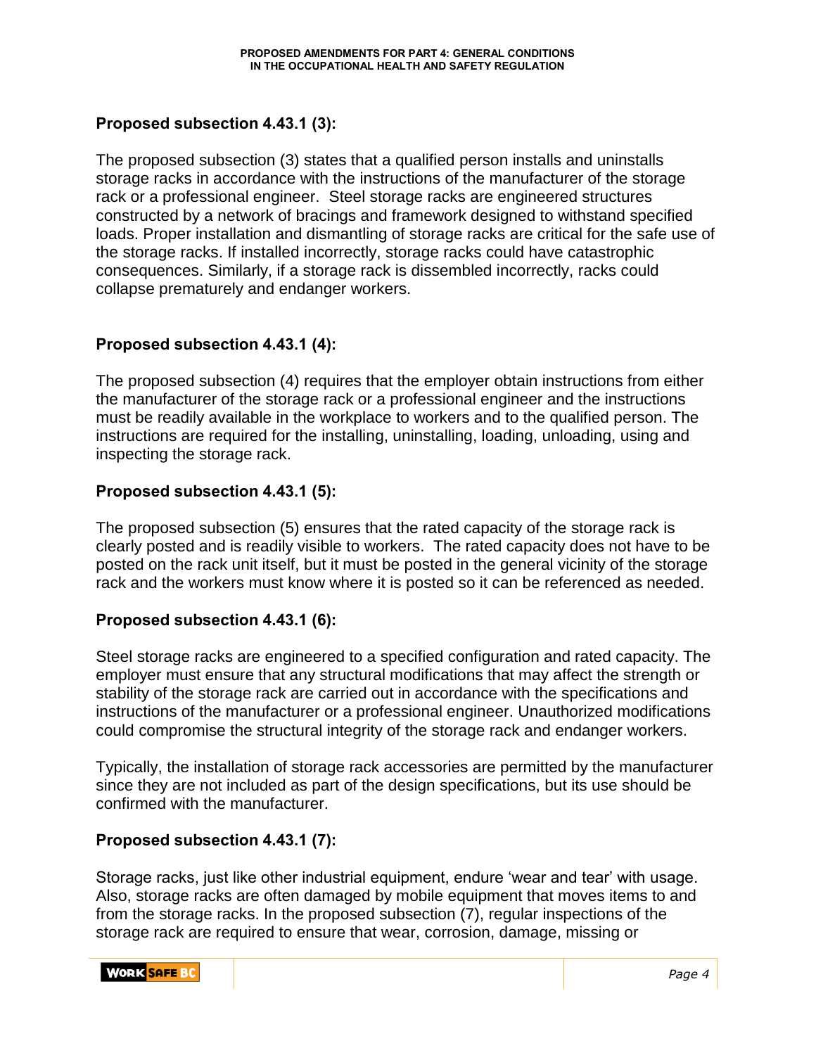## Proposed subsection 4.43.1 (3):

The proposed subsection (3) states that a qualified person installs and uninstalls storage racks in accordance with the instructions of the manufacturer of the storage rack or a professional engineer. Steel storage racks are engineered structures constructed by a network of bracings and framework designed to withstand specified loads. Proper installation and dismantling of storage racks are critical for the safe use of the storage racks. If installed incorrectly, storage racks could have catastrophic consequences. Similarly, if a storage rack is dissembled incorrectly, racks could collapse prematurely and endanger workers.

## Proposed subsection 4.43.1 (4):

The proposed subsection (4) requires that the employer obtain instructions from either the manufacturer of the storage rack or a professional engineer and the instructions must be readily available in the workplace to workers and to the qualified person. The instructions are required for the installing, uninstalling, loading, unloading, using and inspecting the storage rack.

## Proposed subsection 4.43.1 (5):

The proposed subsection (5) ensures that the rated capacity of the storage rack is clearly posted and is readily visible to workers. The rated capacity does not have to be posted on the rack unit itself, but it must be posted in the general vicinity of the storage rack and the workers must know where it is posted so it can be referenced as needed.

## Proposed subsection 4.43.1 (6):

Steel storage racks are engineered to a specified configuration and rated capacity. The employer must ensure that any structural modifications that may affect the strength or stability of the storage rack are carried out in accordance with the specifications and instructions of the manufacturer or a professional engineer. Unauthorized modifications could compromise the structural integrity of the storage rack and endanger workers.

Typically, the installation of storage rack accessories are permitted by the manufacturer since they are not included as part of the design specifications, but its use should be confirmed with the manufacturer.

## Proposed subsection 4.43.1 (7):

Storage racks, just like other industrial equipment, endure 'wear and tear' with usage. Also, storage racks are often damaged by mobile equipment that moves items to and from the storage racks. In the proposed subsection (7), regular inspections of the storage rack are required to ensure that wear, corrosion, damage, missing or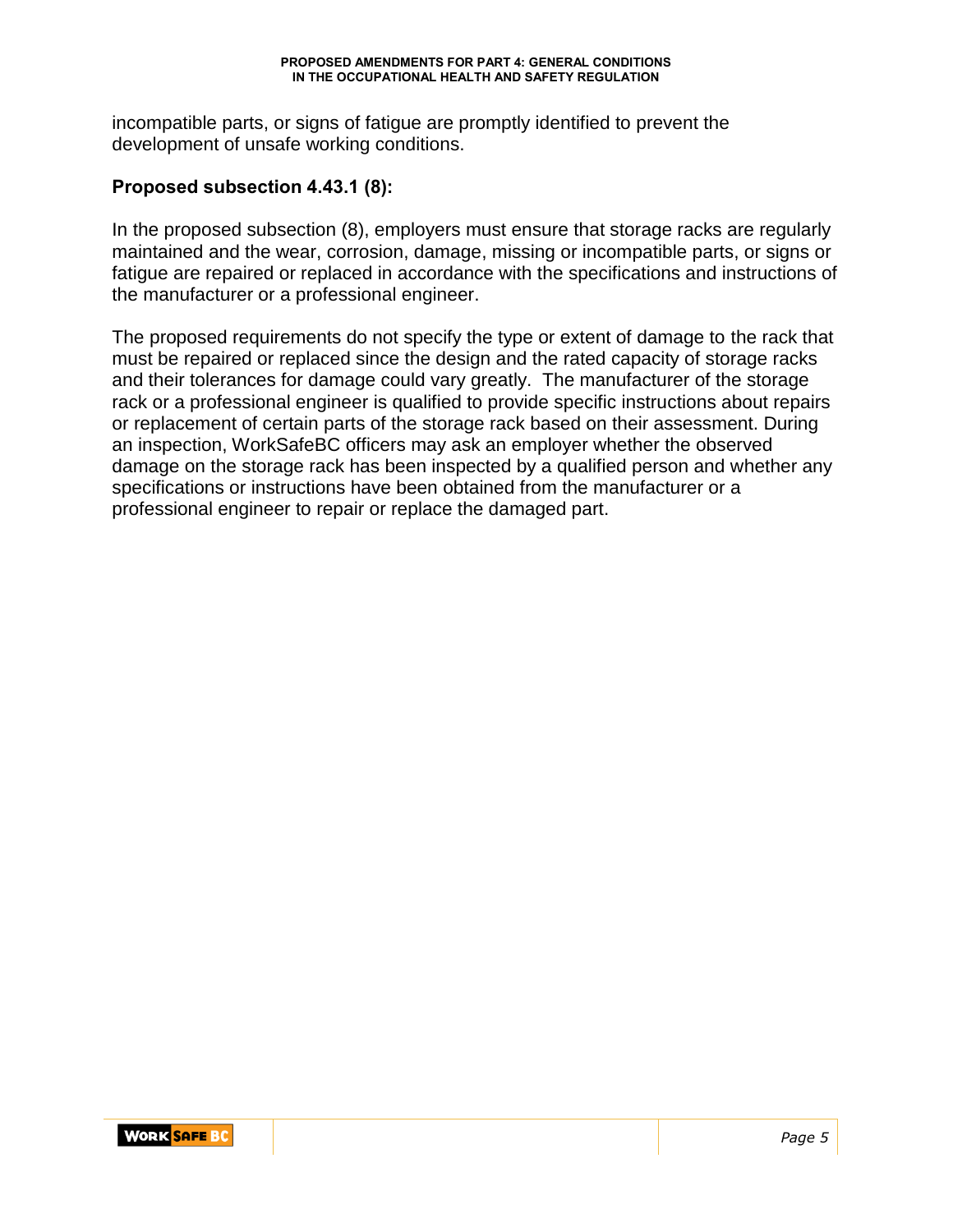incompatible parts, or signs of fatigue are promptly identified to prevent the development of unsafe working conditions.

### Proposed subsection 4.43.1 (8):

In the proposed subsection (8), employers must ensure that storage racks are regularly maintained and the wear, corrosion, damage, missing or incompatible parts, or signs or fatigue are repaired or replaced in accordance with the specifications and instructions of the manufacturer or a professional engineer.

The proposed requirements do not specify the type or extent of damage to the rack that must be repaired or replaced since the design and the rated capacity of storage racks and their tolerances for damage could vary greatly. The manufacturer of the storage rack or a professional engineer is qualified to provide specific instructions about repairs or replacement of certain parts of the storage rack based on their assessment. During an inspection, WorkSafeBC officers may ask an employer whether the observed damage on the storage rack has been inspected by a qualified person and whether any specifications or instructions have been obtained from the manufacturer or a professional engineer to repair or replace the damaged part.